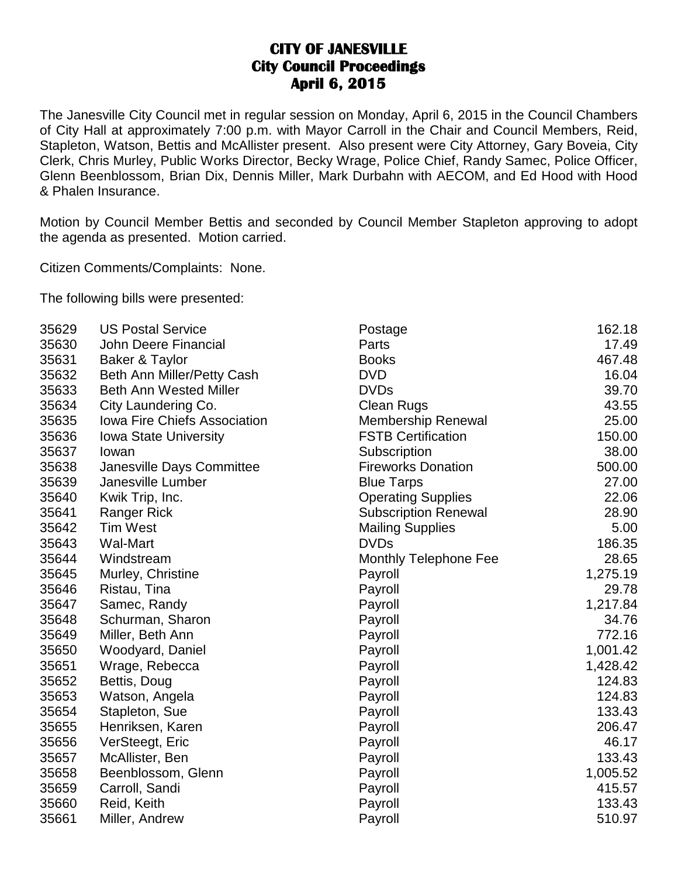# CITY OF JANESVILLE
## City Council Proceedings
## April 6, 2015

The Janesville City Council met in regular session on Monday, April 6, 2015 in the Council Chambers of City Hall at approximately 7:00 p.m. with Mayor Carroll in the Chair and Council Members, Reid, Stapleton, Watson, Bettis and McAllister present. Also present were City Attorney, Gary Boveia, City Clerk, Chris Murley, Public Works Director, Becky Wrage, Police Chief, Randy Samec, Police Officer, Glenn Beenblossom, Brian Dix, Dennis Miller, Mark Durbahn with AECOM, and Ed Hood with Hood & Phalen Insurance.

Motion by Council Member Bettis and seconded by Council Member Stapleton approving to adopt the agenda as presented. Motion carried.

Citizen Comments/Complaints: None.

The following bills were presented:

| | | | |
|---|---|---|---:|
| 35629 | US Postal Service | Postage | 162.18 |
| 35630 | John Deere Financial | Parts | 17.49 |
| 35631 | Baker & Taylor | Books | 467.48 |
| 35632 | Beth Ann Miller/Petty Cash | DVD | 16.04 |
| 35633 | Beth Ann Wested Miller | DVDs | 39.70 |
| 35634 | City Laundering Co. | Clean Rugs | 43.55 |
| 35635 | Iowa Fire Chiefs Association | Membership Renewal | 25.00 |
| 35636 | Iowa State University | FSTB Certification | 150.00 |
| 35637 | Iowan | Subscription | 38.00 |
| 35638 | Janesville Days Committee | Fireworks Donation | 500.00 |
| 35639 | Janesville Lumber | Blue Tarps | 27.00 |
| 35640 | Kwik Trip, Inc. | Operating Supplies | 22.06 |
| 35641 | Ranger Rick | Subscription Renewal | 28.90 |
| 35642 | Tim West | Mailing Supplies | 5.00 |
| 35643 | Wal-Mart | DVDs | 186.35 |
| 35644 | Windstream | Monthly Telephone Fee | 28.65 |
| 35645 | Murley, Christine | Payroll | 1,275.19 |
| 35646 | Ristau, Tina | Payroll | 29.78 |
| 35647 | Samec, Randy | Payroll | 1,217.84 |
| 35648 | Schurman, Sharon | Payroll | 34.76 |
| 35649 | Miller, Beth Ann | Payroll | 772.16 |
| 35650 | Woodyard, Daniel | Payroll | 1,001.42 |
| 35651 | Wrage, Rebecca | Payroll | 1,428.42 |
| 35652 | Bettis, Doug | Payroll | 124.83 |
| 35653 | Watson, Angela | Payroll | 124.83 |
| 35654 | Stapleton, Sue | Payroll | 133.43 |
| 35655 | Henriksen, Karen | Payroll | 206.47 |
| 35656 | VerSteegt, Eric | Payroll | 46.17 |
| 35657 | McAllister, Ben | Payroll | 133.43 |
| 35658 | Beenblossom, Glenn | Payroll | 1,005.52 |
| 35659 | Carroll, Sandi | Payroll | 415.57 |
| 35660 | Reid, Keith | Payroll | 133.43 |
| 35661 | Miller, Andrew | Payroll | 510.97 |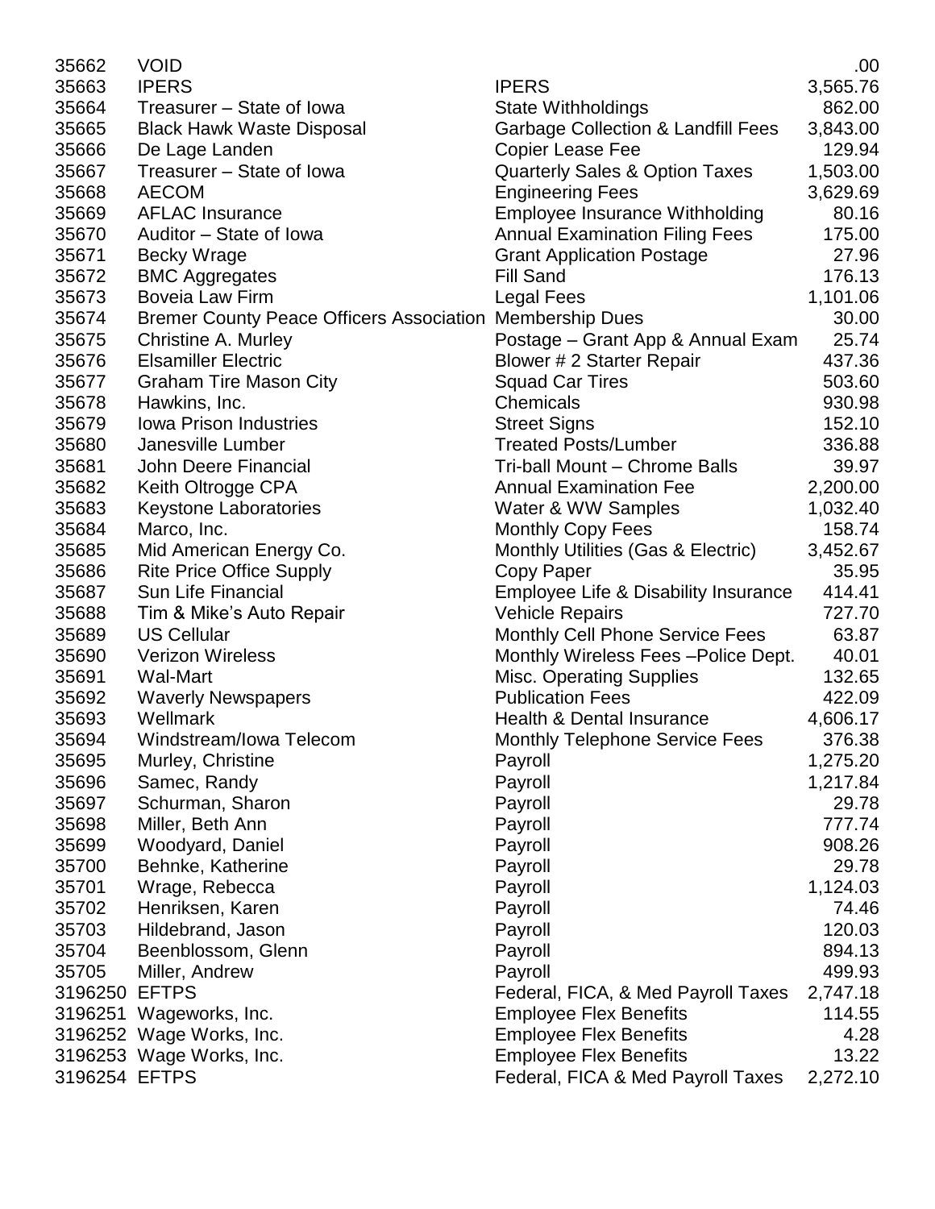| | | | |
|---|---|---|---|
| 35662 | VOID | | .00 |
| 35663 | IPERS | IPERS | 3,565.76 |
| 35664 | Treasurer – State of Iowa | State Withholdings | 862.00 |
| 35665 | Black Hawk Waste Disposal | Garbage Collection & Landfill Fees | 3,843.00 |
| 35666 | De Lage Landen | Copier Lease Fee | 129.94 |
| 35667 | Treasurer – State of Iowa | Quarterly Sales & Option Taxes | 1,503.00 |
| 35668 | AECOM | Engineering Fees | 3,629.69 |
| 35669 | AFLAC Insurance | Employee Insurance Withholding | 80.16 |
| 35670 | Auditor – State of Iowa | Annual Examination Filing Fees | 175.00 |
| 35671 | Becky Wrage | Grant Application Postage | 27.96 |
| 35672 | BMC Aggregates | Fill Sand | 176.13 |
| 35673 | Boveia Law Firm | Legal Fees | 1,101.06 |
| 35674 | Bremer County Peace Officers Association | Membership Dues | 30.00 |
| 35675 | Christine A. Murley | Postage – Grant App & Annual Exam | 25.74 |
| 35676 | Elsamiller Electric | Blower # 2 Starter Repair | 437.36 |
| 35677 | Graham Tire Mason City | Squad Car Tires | 503.60 |
| 35678 | Hawkins, Inc. | Chemicals | 930.98 |
| 35679 | Iowa Prison Industries | Street Signs | 152.10 |
| 35680 | Janesville Lumber | Treated Posts/Lumber | 336.88 |
| 35681 | John Deere Financial | Tri-ball Mount – Chrome Balls | 39.97 |
| 35682 | Keith Oltrogge CPA | Annual Examination Fee | 2,200.00 |
| 35683 | Keystone Laboratories | Water & WW Samples | 1,032.40 |
| 35684 | Marco, Inc. | Monthly Copy Fees | 158.74 |
| 35685 | Mid American Energy Co. | Monthly Utilities (Gas & Electric) | 3,452.67 |
| 35686 | Rite Price Office Supply | Copy Paper | 35.95 |
| 35687 | Sun Life Financial | Employee Life & Disability Insurance | 414.41 |
| 35688 | Tim & Mike's Auto Repair | Vehicle Repairs | 727.70 |
| 35689 | US Cellular | Monthly Cell Phone Service Fees | 63.87 |
| 35690 | Verizon Wireless | Monthly Wireless Fees –Police Dept. | 40.01 |
| 35691 | Wal-Mart | Misc. Operating Supplies | 132.65 |
| 35692 | Waverly Newspapers | Publication Fees | 422.09 |
| 35693 | Wellmark | Health & Dental Insurance | 4,606.17 |
| 35694 | Windstream/Iowa Telecom | Monthly Telephone Service Fees | 376.38 |
| 35695 | Murley, Christine | Payroll | 1,275.20 |
| 35696 | Samec, Randy | Payroll | 1,217.84 |
| 35697 | Schurman, Sharon | Payroll | 29.78 |
| 35698 | Miller, Beth Ann | Payroll | 777.74 |
| 35699 | Woodyard, Daniel | Payroll | 908.26 |
| 35700 | Behnke, Katherine | Payroll | 29.78 |
| 35701 | Wrage, Rebecca | Payroll | 1,124.03 |
| 35702 | Henriksen, Karen | Payroll | 74.46 |
| 35703 | Hildebrand, Jason | Payroll | 120.03 |
| 35704 | Beenblossom, Glenn | Payroll | 894.13 |
| 35705 | Miller, Andrew | Payroll | 499.93 |
| 3196250 | EFTPS | Federal, FICA, & Med Payroll Taxes | 2,747.18 |
| 3196251 | Wageworks, Inc. | Employee Flex Benefits | 114.55 |
| 3196252 | Wage Works, Inc. | Employee Flex Benefits | 4.28 |
| 3196253 | Wage Works, Inc. | Employee Flex Benefits | 13.22 |
| 3196254 | EFTPS | Federal, FICA & Med Payroll Taxes | 2,272.10 |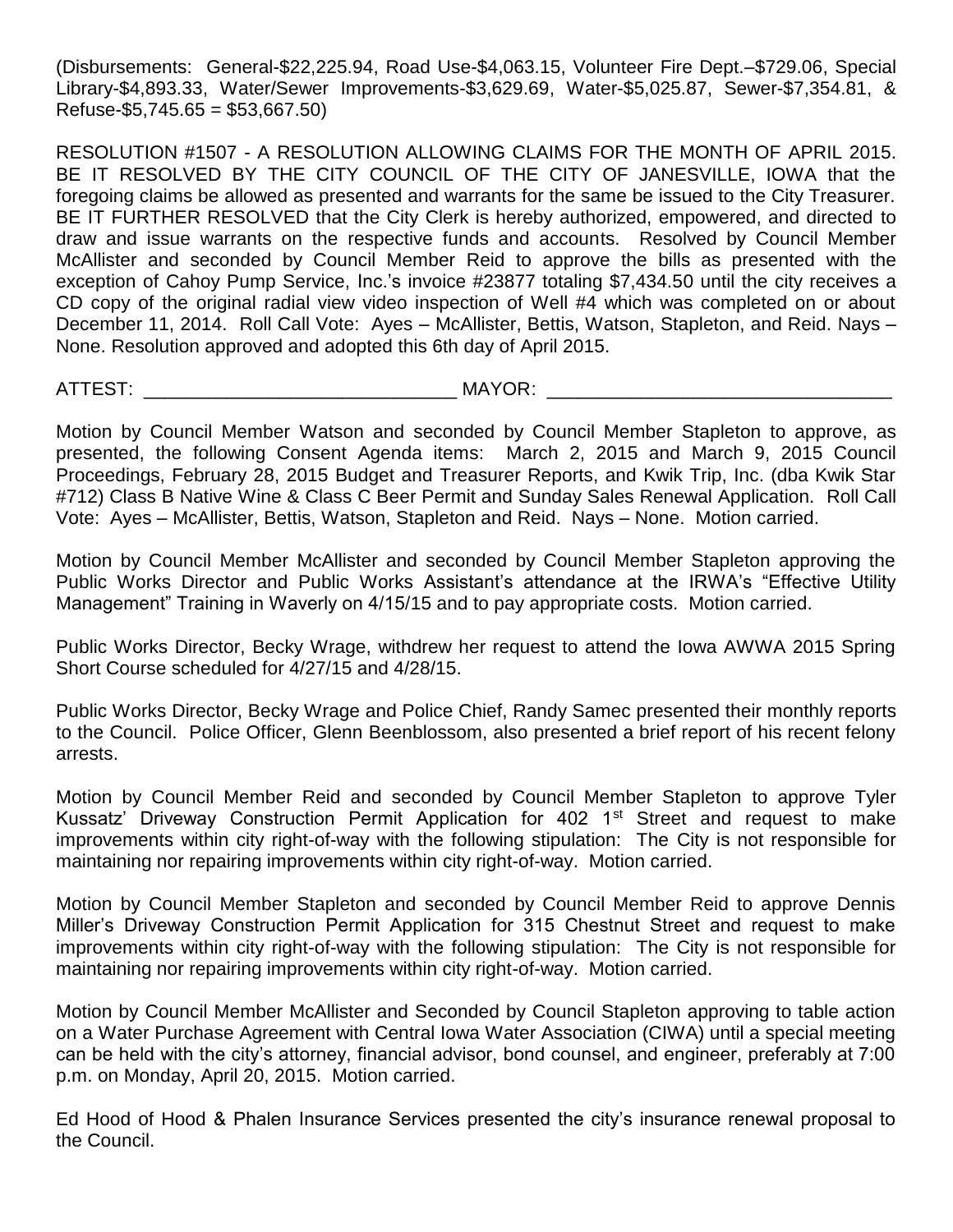(Disbursements: General-$22,225.94, Road Use-$4,063.15, Volunteer Fire Dept.–$729.06, Special Library-$4,893.33, Water/Sewer Improvements-$3,629.69, Water-$5,025.87, Sewer-$7,354.81, & Refuse-$5,745.65 = $53,667.50)

RESOLUTION #1507 - A RESOLUTION ALLOWING CLAIMS FOR THE MONTH OF APRIL 2015. BE IT RESOLVED BY THE CITY COUNCIL OF THE CITY OF JANESVILLE, IOWA that the foregoing claims be allowed as presented and warrants for the same be issued to the City Treasurer. BE IT FURTHER RESOLVED that the City Clerk is hereby authorized, empowered, and directed to draw and issue warrants on the respective funds and accounts. Resolved by Council Member McAllister and seconded by Council Member Reid to approve the bills as presented with the exception of Cahoy Pump Service, Inc.'s invoice #23877 totaling $7,434.50 until the city receives a CD copy of the original radial view video inspection of Well #4 which was completed on or about December 11, 2014. Roll Call Vote: Ayes – McAllister, Bettis, Watson, Stapleton, and Reid. Nays – None. Resolution approved and adopted this 6th day of April 2015.

ATTEST: ______________________________ MAYOR: _________________________________

Motion by Council Member Watson and seconded by Council Member Stapleton to approve, as presented, the following Consent Agenda items: March 2, 2015 and March 9, 2015 Council Proceedings, February 28, 2015 Budget and Treasurer Reports, and Kwik Trip, Inc. (dba Kwik Star #712) Class B Native Wine & Class C Beer Permit and Sunday Sales Renewal Application. Roll Call Vote: Ayes – McAllister, Bettis, Watson, Stapleton and Reid. Nays – None. Motion carried.

Motion by Council Member McAllister and seconded by Council Member Stapleton approving the Public Works Director and Public Works Assistant's attendance at the IRWA's "Effective Utility Management" Training in Waverly on 4/15/15 and to pay appropriate costs. Motion carried.

Public Works Director, Becky Wrage, withdrew her request to attend the Iowa AWWA 2015 Spring Short Course scheduled for 4/27/15 and 4/28/15.

Public Works Director, Becky Wrage and Police Chief, Randy Samec presented their monthly reports to the Council. Police Officer, Glenn Beenblossom, also presented a brief report of his recent felony arrests.

Motion by Council Member Reid and seconded by Council Member Stapleton to approve Tyler Kussatz' Driveway Construction Permit Application for 402 1st Street and request to make improvements within city right-of-way with the following stipulation: The City is not responsible for maintaining nor repairing improvements within city right-of-way. Motion carried.

Motion by Council Member Stapleton and seconded by Council Member Reid to approve Dennis Miller's Driveway Construction Permit Application for 315 Chestnut Street and request to make improvements within city right-of-way with the following stipulation: The City is not responsible for maintaining nor repairing improvements within city right-of-way. Motion carried.

Motion by Council Member McAllister and Seconded by Council Stapleton approving to table action on a Water Purchase Agreement with Central Iowa Water Association (CIWA) until a special meeting can be held with the city's attorney, financial advisor, bond counsel, and engineer, preferably at 7:00 p.m. on Monday, April 20, 2015. Motion carried.

Ed Hood of Hood & Phalen Insurance Services presented the city's insurance renewal proposal to the Council.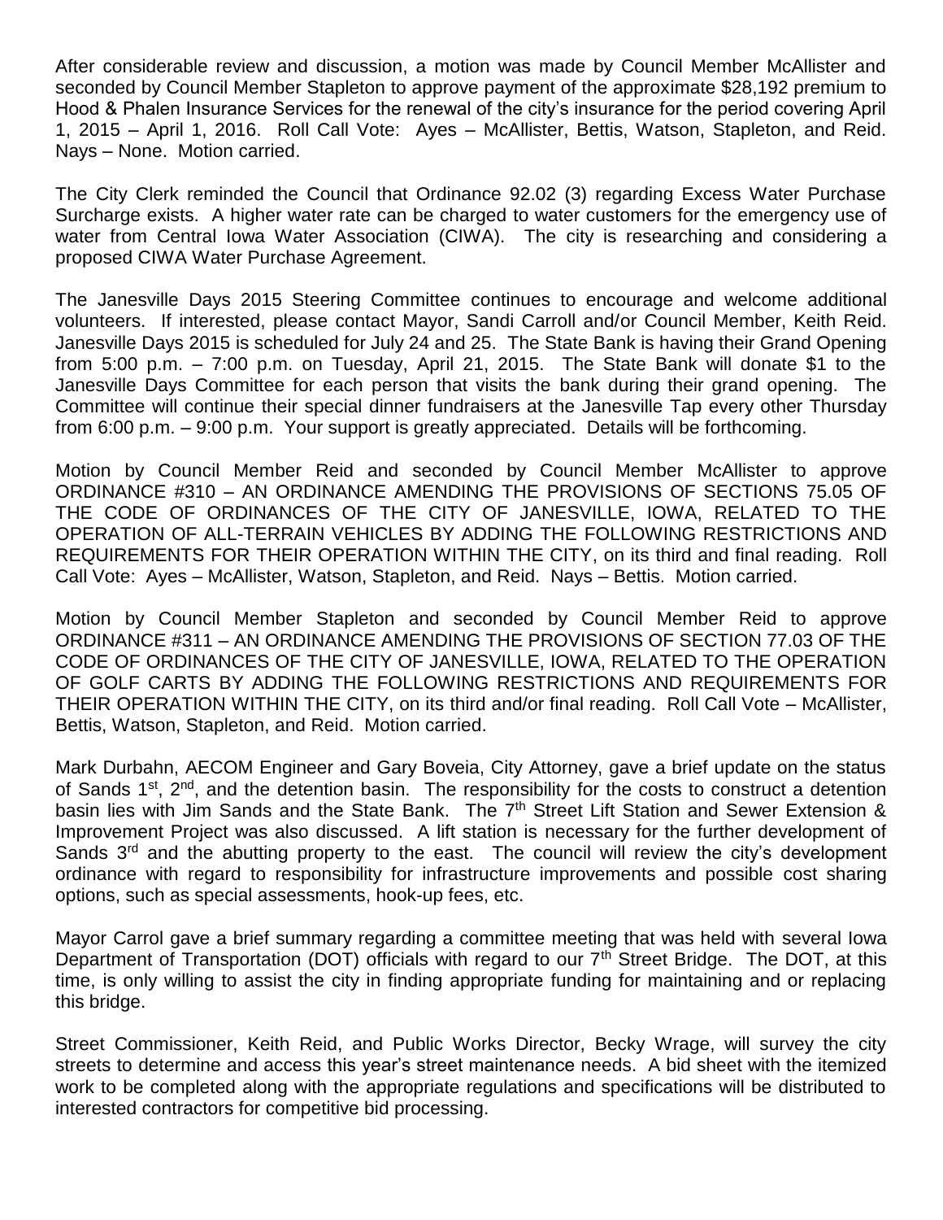After considerable review and discussion, a motion was made by Council Member McAllister and seconded by Council Member Stapleton to approve payment of the approximate $28,192 premium to Hood & Phalen Insurance Services for the renewal of the city's insurance for the period covering April 1, 2015 – April 1, 2016. Roll Call Vote: Ayes – McAllister, Bettis, Watson, Stapleton, and Reid. Nays – None. Motion carried.

The City Clerk reminded the Council that Ordinance 92.02 (3) regarding Excess Water Purchase Surcharge exists. A higher water rate can be charged to water customers for the emergency use of water from Central Iowa Water Association (CIWA). The city is researching and considering a proposed CIWA Water Purchase Agreement.

The Janesville Days 2015 Steering Committee continues to encourage and welcome additional volunteers. If interested, please contact Mayor, Sandi Carroll and/or Council Member, Keith Reid. Janesville Days 2015 is scheduled for July 24 and 25. The State Bank is having their Grand Opening from 5:00 p.m. – 7:00 p.m. on Tuesday, April 21, 2015. The State Bank will donate $1 to the Janesville Days Committee for each person that visits the bank during their grand opening. The Committee will continue their special dinner fundraisers at the Janesville Tap every other Thursday from 6:00 p.m. – 9:00 p.m. Your support is greatly appreciated. Details will be forthcoming.

Motion by Council Member Reid and seconded by Council Member McAllister to approve ORDINANCE #310 – AN ORDINANCE AMENDING THE PROVISIONS OF SECTIONS 75.05 OF THE CODE OF ORDINANCES OF THE CITY OF JANESVILLE, IOWA, RELATED TO THE OPERATION OF ALL-TERRAIN VEHICLES BY ADDING THE FOLLOWING RESTRICTIONS AND REQUIREMENTS FOR THEIR OPERATION WITHIN THE CITY, on its third and final reading. Roll Call Vote: Ayes – McAllister, Watson, Stapleton, and Reid. Nays – Bettis. Motion carried.

Motion by Council Member Stapleton and seconded by Council Member Reid to approve ORDINANCE #311 – AN ORDINANCE AMENDING THE PROVISIONS OF SECTION 77.03 OF THE CODE OF ORDINANCES OF THE CITY OF JANESVILLE, IOWA, RELATED TO THE OPERATION OF GOLF CARTS BY ADDING THE FOLLOWING RESTRICTIONS AND REQUIREMENTS FOR THEIR OPERATION WITHIN THE CITY, on its third and/or final reading. Roll Call Vote – McAllister, Bettis, Watson, Stapleton, and Reid. Motion carried.

Mark Durbahn, AECOM Engineer and Gary Boveia, City Attorney, gave a brief update on the status of Sands 1st, 2nd, and the detention basin. The responsibility for the costs to construct a detention basin lies with Jim Sands and the State Bank. The 7th Street Lift Station and Sewer Extension & Improvement Project was also discussed. A lift station is necessary for the further development of Sands 3rd and the abutting property to the east. The council will review the city's development ordinance with regard to responsibility for infrastructure improvements and possible cost sharing options, such as special assessments, hook-up fees, etc.

Mayor Carrol gave a brief summary regarding a committee meeting that was held with several Iowa Department of Transportation (DOT) officials with regard to our 7th Street Bridge. The DOT, at this time, is only willing to assist the city in finding appropriate funding for maintaining and or replacing this bridge.

Street Commissioner, Keith Reid, and Public Works Director, Becky Wrage, will survey the city streets to determine and access this year's street maintenance needs. A bid sheet with the itemized work to be completed along with the appropriate regulations and specifications will be distributed to interested contractors for competitive bid processing.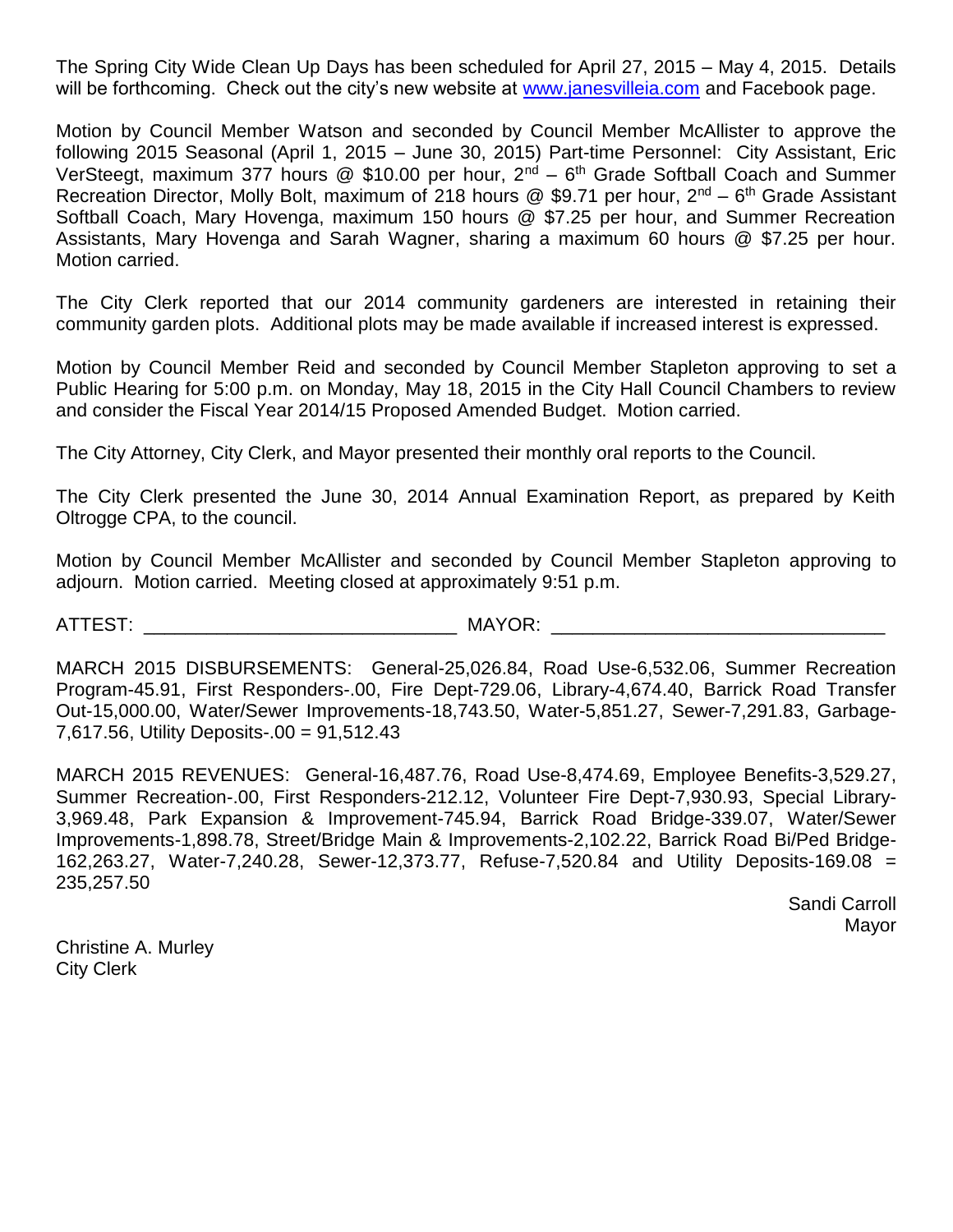The Spring City Wide Clean Up Days has been scheduled for April 27, 2015 – May 4, 2015. Details will be forthcoming. Check out the city's new website at www.janesvilleia.com and Facebook page.

Motion by Council Member Watson and seconded by Council Member McAllister to approve the following 2015 Seasonal (April 1, 2015 – June 30, 2015) Part-time Personnel: City Assistant, Eric VerSteegt, maximum 377 hours @ $10.00 per hour, 2nd – 6th Grade Softball Coach and Summer Recreation Director, Molly Bolt, maximum of 218 hours @ $9.71 per hour, 2nd – 6th Grade Assistant Softball Coach, Mary Hovenga, maximum 150 hours @ $7.25 per hour, and Summer Recreation Assistants, Mary Hovenga and Sarah Wagner, sharing a maximum 60 hours @ $7.25 per hour. Motion carried.

The City Clerk reported that our 2014 community gardeners are interested in retaining their community garden plots. Additional plots may be made available if increased interest is expressed.

Motion by Council Member Reid and seconded by Council Member Stapleton approving to set a Public Hearing for 5:00 p.m. on Monday, May 18, 2015 in the City Hall Council Chambers to review and consider the Fiscal Year 2014/15 Proposed Amended Budget. Motion carried.

The City Attorney, City Clerk, and Mayor presented their monthly oral reports to the Council.

The City Clerk presented the June 30, 2014 Annual Examination Report, as prepared by Keith Oltrogge CPA, to the council.

Motion by Council Member McAllister and seconded by Council Member Stapleton approving to adjourn. Motion carried. Meeting closed at approximately 9:51 p.m.

ATTEST: ______________________________ MAYOR: ________________________________

MARCH 2015 DISBURSEMENTS: General-25,026.84, Road Use-6,532.06, Summer Recreation Program-45.91, First Responders-.00, Fire Dept-729.06, Library-4,674.40, Barrick Road Transfer Out-15,000.00, Water/Sewer Improvements-18,743.50, Water-5,851.27, Sewer-7,291.83, Garbage-7,617.56, Utility Deposits-.00 = 91,512.43

MARCH 2015 REVENUES: General-16,487.76, Road Use-8,474.69, Employee Benefits-3,529.27, Summer Recreation-.00, First Responders-212.12, Volunteer Fire Dept-7,930.93, Special Library-3,969.48, Park Expansion & Improvement-745.94, Barrick Road Bridge-339.07, Water/Sewer Improvements-1,898.78, Street/Bridge Main & Improvements-2,102.22, Barrick Road Bi/Ped Bridge-162,263.27, Water-7,240.28, Sewer-12,373.77, Refuse-7,520.84 and Utility Deposits-169.08 = 235,257.50

Sandi Carroll
Mayor

Christine A. Murley
City Clerk